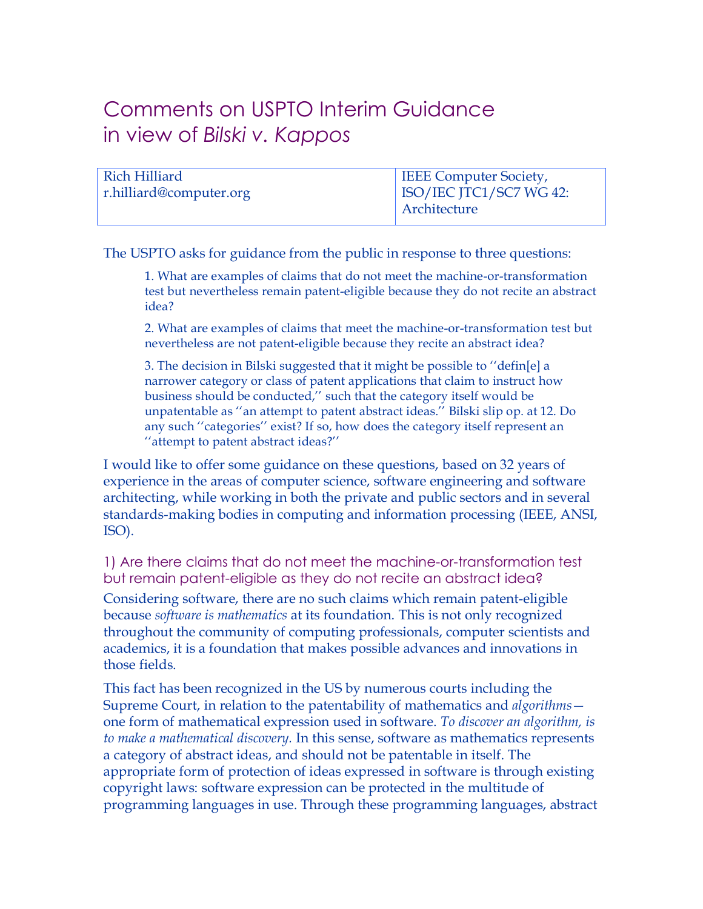# Comments on USPTO Interim Guidance in view of *Bilski v. Kappos*

| Rich Hilliard<br>r.hilliard@computer.org | IEEE Computer Society,<br>ISO/IEC JTC1/SC7 WG 42:<br>Architecture |
|---|---|

The USPTO asks for guidance from the public in response to three questions:

> 1. What are examples of claims that do not meet the machine-or-transformation test but nevertheless remain patent-eligible because they do not recite an abstract idea?
>
> 2. What are examples of claims that meet the machine-or-transformation test but nevertheless are not patent-eligible because they recite an abstract idea?
>
> 3. The decision in Bilski suggested that it might be possible to ''defin[e] a narrower category or class of patent applications that claim to instruct how business should be conducted,'' such that the category itself would be unpatentable as ''an attempt to patent abstract ideas.'' Bilski slip op. at 12. Do any such ''categories'' exist? If so, how does the category itself represent an ''attempt to patent abstract ideas?''

I would like to offer some guidance on these questions, based on 32 years of experience in the areas of computer science, software engineering and software architecting, while working in both the private and public sectors and in several standards-making bodies in computing and information processing (IEEE, ANSI, ISO).

## 1) Are there claims that do not meet the machine-or-transformation test but remain patent-eligible as they do not recite an abstract idea?

Considering software, there are no such claims which remain patent-eligible because *software is mathematics* at its foundation. This is not only recognized throughout the community of computing professionals, computer scientists and academics, it is a foundation that makes possible advances and innovations in those fields.

This fact has been recognized in the US by numerous courts including the Supreme Court, in relation to the patentability of mathematics and *algorithms*—one form of mathematical expression used in software. *To discover an algorithm, is to make a mathematical discovery.* In this sense, software as mathematics represents a category of abstract ideas, and should not be patentable in itself. The appropriate form of protection of ideas expressed in software is through existing copyright laws: software expression can be protected in the multitude of programming languages in use. Through these programming languages, abstract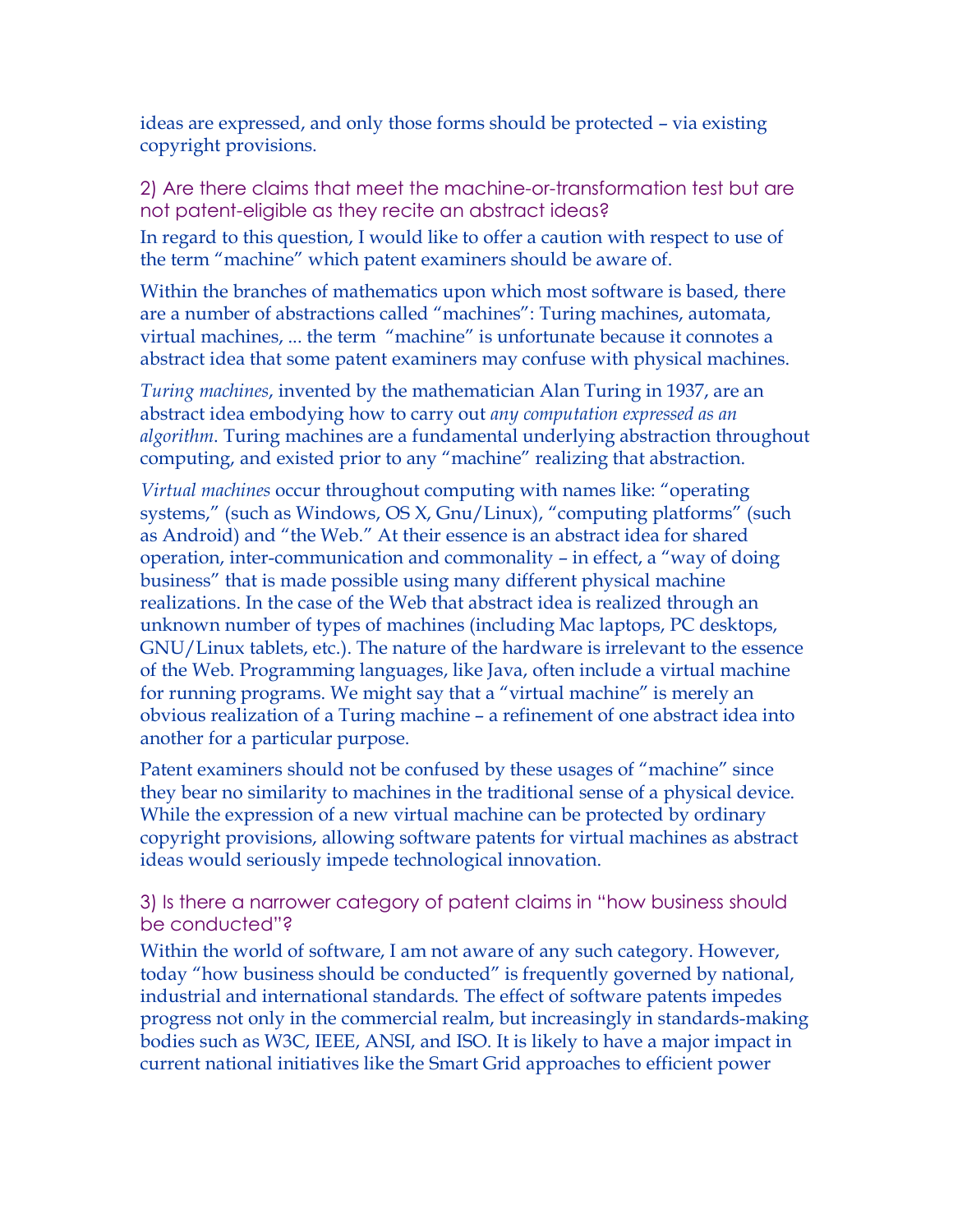ideas are expressed, and only those forms should be protected – via existing copyright provisions.

### 2) Are there claims that meet the machine-or-transformation test but are not patent-eligible as they recite an abstract ideas?

In regard to this question, I would like to offer a caution with respect to use of the term "machine" which patent examiners should be aware of.

Within the branches of mathematics upon which most software is based, there are a number of abstractions called "machines": Turing machines, automata, virtual machines, ... the term "machine" is unfortunate because it connotes a abstract idea that some patent examiners may confuse with physical machines.

*Turing machines*, invented by the mathematician Alan Turing in 1937, are an abstract idea embodying how to carry out *any computation expressed as an algorithm*. Turing machines are a fundamental underlying abstraction throughout computing, and existed prior to any "machine" realizing that abstraction.

*Virtual machines* occur throughout computing with names like: "operating systems," (such as Windows, OS X, Gnu/Linux), "computing platforms" (such as Android) and "the Web." At their essence is an abstract idea for shared operation, inter-communication and commonality – in effect, a "way of doing business" that is made possible using many different physical machine realizations. In the case of the Web that abstract idea is realized through an unknown number of types of machines (including Mac laptops, PC desktops, GNU/Linux tablets, etc.). The nature of the hardware is irrelevant to the essence of the Web. Programming languages, like Java, often include a virtual machine for running programs. We might say that a "virtual machine" is merely an obvious realization of a Turing machine – a refinement of one abstract idea into another for a particular purpose.

Patent examiners should not be confused by these usages of "machine" since they bear no similarity to machines in the traditional sense of a physical device. While the expression of a new virtual machine can be protected by ordinary copyright provisions, allowing software patents for virtual machines as abstract ideas would seriously impede technological innovation.

### 3) Is there a narrower category of patent claims in "how business should be conducted"?

Within the world of software, I am not aware of any such category. However, today "how business should be conducted" is frequently governed by national, industrial and international standards. The effect of software patents impedes progress not only in the commercial realm, but increasingly in standards-making bodies such as W3C, IEEE, ANSI, and ISO. It is likely to have a major impact in current national initiatives like the Smart Grid approaches to efficient power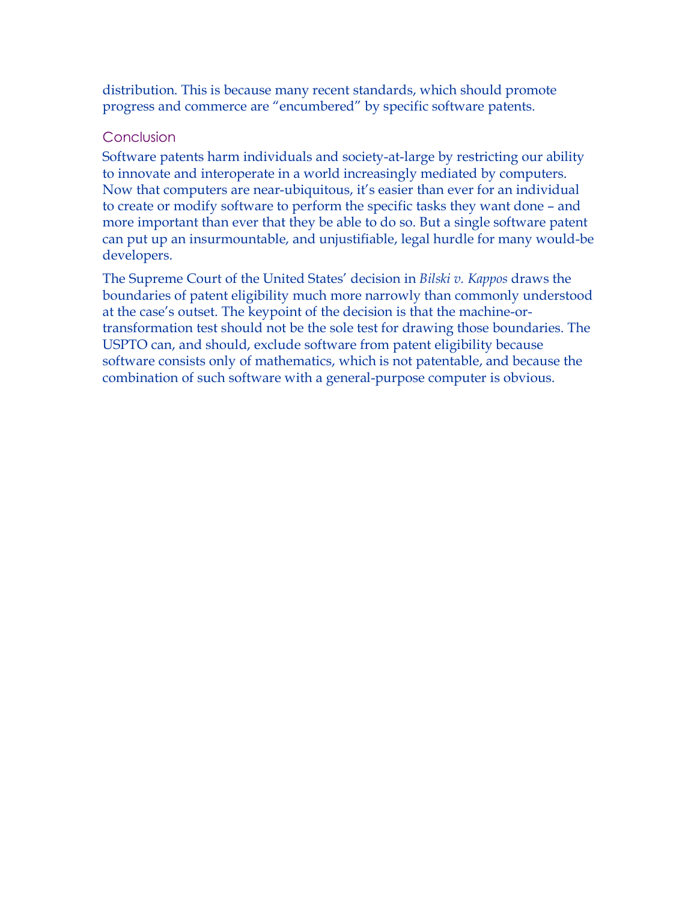distribution. This is because many recent standards, which should promote progress and commerce are "encumbered" by specific software patents.

## Conclusion

Software patents harm individuals and society-at-large by restricting our ability to innovate and interoperate in a world increasingly mediated by computers. Now that computers are near-ubiquitous, it's easier than ever for an individual to create or modify software to perform the specific tasks they want done – and more important than ever that they be able to do so. But a single software patent can put up an insurmountable, and unjustifiable, legal hurdle for many would-be developers.

The Supreme Court of the United States' decision in *Bilski v. Kappos* draws the boundaries of patent eligibility much more narrowly than commonly understood at the case's outset. The keypoint of the decision is that the machine-or-transformation test should not be the sole test for drawing those boundaries. The USPTO can, and should, exclude software from patent eligibility because software consists only of mathematics, which is not patentable, and because the combination of such software with a general-purpose computer is obvious.